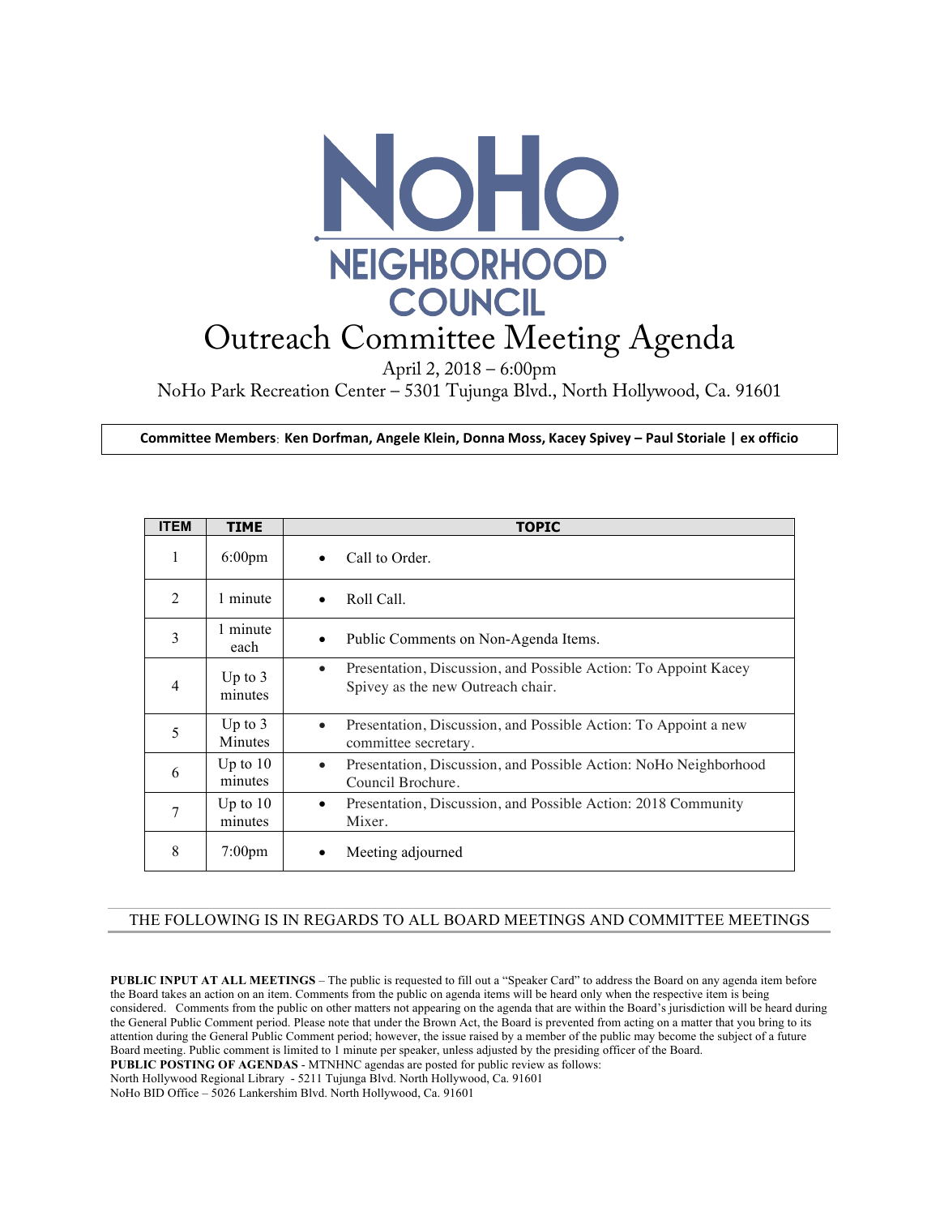# NoHo NEIGHBORHOOD COUNCIL

# Outreach Committee Meeting Agenda

April 2, 2018 – 6:00pm
NoHo Park Recreation Center – 5301 Tujunga Blvd., North Hollywood, Ca. 91601

**Committee Members**: **Ken Dorfman, Angele Klein, Donna Moss, Kacey Spivey – Paul Storiale | ex officio**

| ITEM | TIME | TOPIC |
|---|---|---|
| 1 | 6:00pm | • Call to Order. |
| 2 | 1 minute | • Roll Call. |
| 3 | 1 minute each | • Public Comments on Non-Agenda Items. |
| 4 | Up to 3 minutes | • Presentation, Discussion, and Possible Action: To Appoint Kacey Spivey as the new Outreach chair. |
| 5 | Up to 3 Minutes | • Presentation, Discussion, and Possible Action: To Appoint a new committee secretary. |
| 6 | Up to 10 minutes | • Presentation, Discussion, and Possible Action: NoHo Neighborhood Council Brochure. |
| 7 | Up to 10 minutes | • Presentation, Discussion, and Possible Action: 2018 Community Mixer. |
| 8 | 7:00pm | • Meeting adjourned |

THE FOLLOWING IS IN REGARDS TO ALL BOARD MEETINGS AND COMMITTEE MEETINGS

**PUBLIC INPUT AT ALL MEETINGS** – The public is requested to fill out a "Speaker Card" to address the Board on any agenda item before the Board takes an action on an item. Comments from the public on agenda items will be heard only when the respective item is being considered. Comments from the public on other matters not appearing on the agenda that are within the Board's jurisdiction will be heard during the General Public Comment period. Please note that under the Brown Act, the Board is prevented from acting on a matter that you bring to its attention during the General Public Comment period; however, the issue raised by a member of the public may become the subject of a future Board meeting. Public comment is limited to 1 minute per speaker, unless adjusted by the presiding officer of the Board.

**PUBLIC POSTING OF AGENDAS** - MTNHNC agendas are posted for public review as follows:
North Hollywood Regional Library - 5211 Tujunga Blvd. North Hollywood, Ca. 91601
NoHo BID Office – 5026 Lankershim Blvd. North Hollywood, Ca. 91601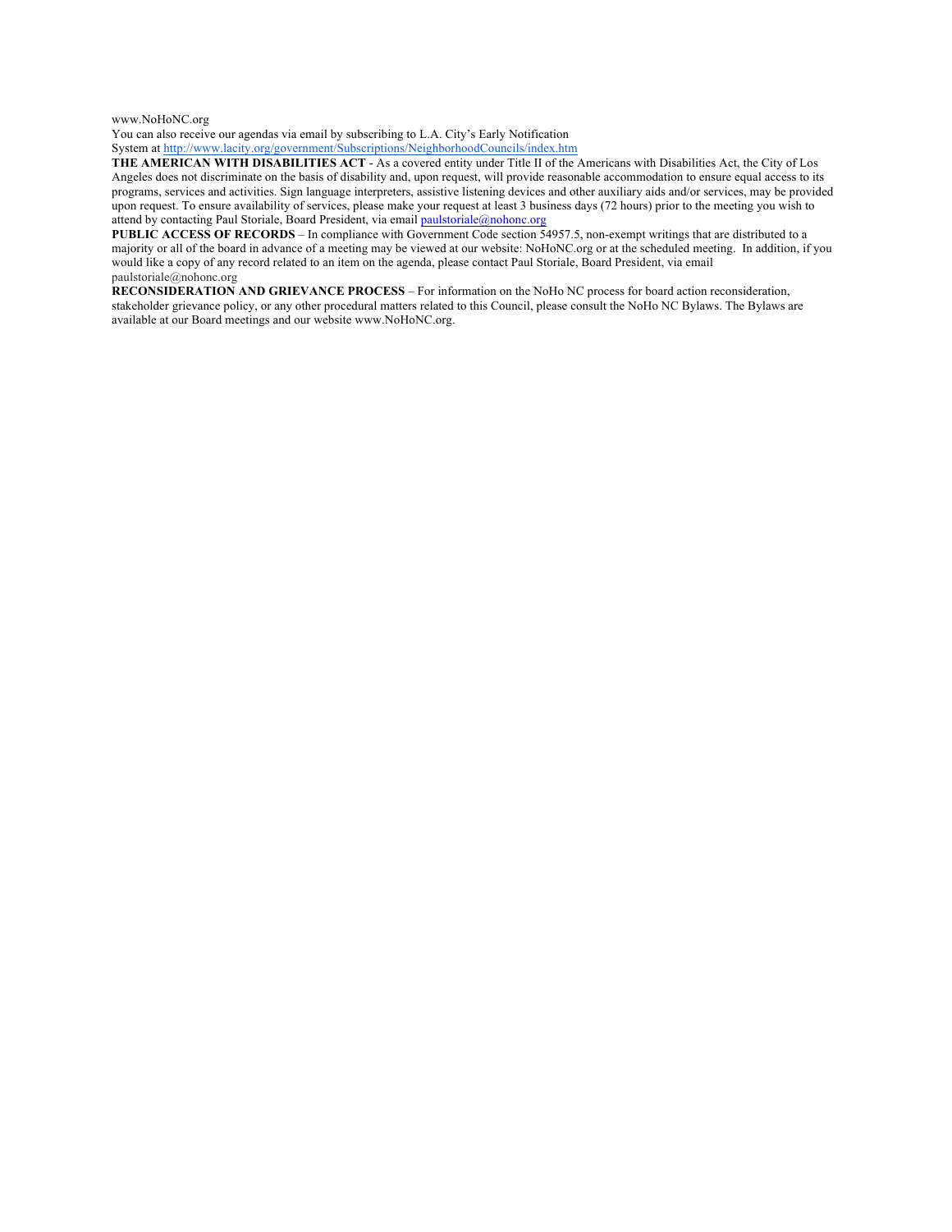www.NoHoNC.org
You can also receive our agendas via email by subscribing to L.A. City's Early Notification System at http://www.lacity.org/government/Subscriptions/NeighborhoodCouncils/index.htm

**THE AMERICAN WITH DISABILITIES ACT** - As a covered entity under Title II of the Americans with Disabilities Act, the City of Los Angeles does not discriminate on the basis of disability and, upon request, will provide reasonable accommodation to ensure equal access to its programs, services and activities. Sign language interpreters, assistive listening devices and other auxiliary aids and/or services, may be provided upon request. To ensure availability of services, please make your request at least 3 business days (72 hours) prior to the meeting you wish to attend by contacting Paul Storiale, Board President, via email paulstoriale@nohonc.org

**PUBLIC ACCESS OF RECORDS** – In compliance with Government Code section 54957.5, non-exempt writings that are distributed to a majority or all of the board in advance of a meeting may be viewed at our website: NoHoNC.org or at the scheduled meeting. In addition, if you would like a copy of any record related to an item on the agenda, please contact Paul Storiale, Board President, via email paulstoriale@nohonc.org

**RECONSIDERATION AND GRIEVANCE PROCESS** – For information on the NoHo NC process for board action reconsideration, stakeholder grievance policy, or any other procedural matters related to this Council, please consult the NoHo NC Bylaws. The Bylaws are available at our Board meetings and our website www.NoHoNC.org.